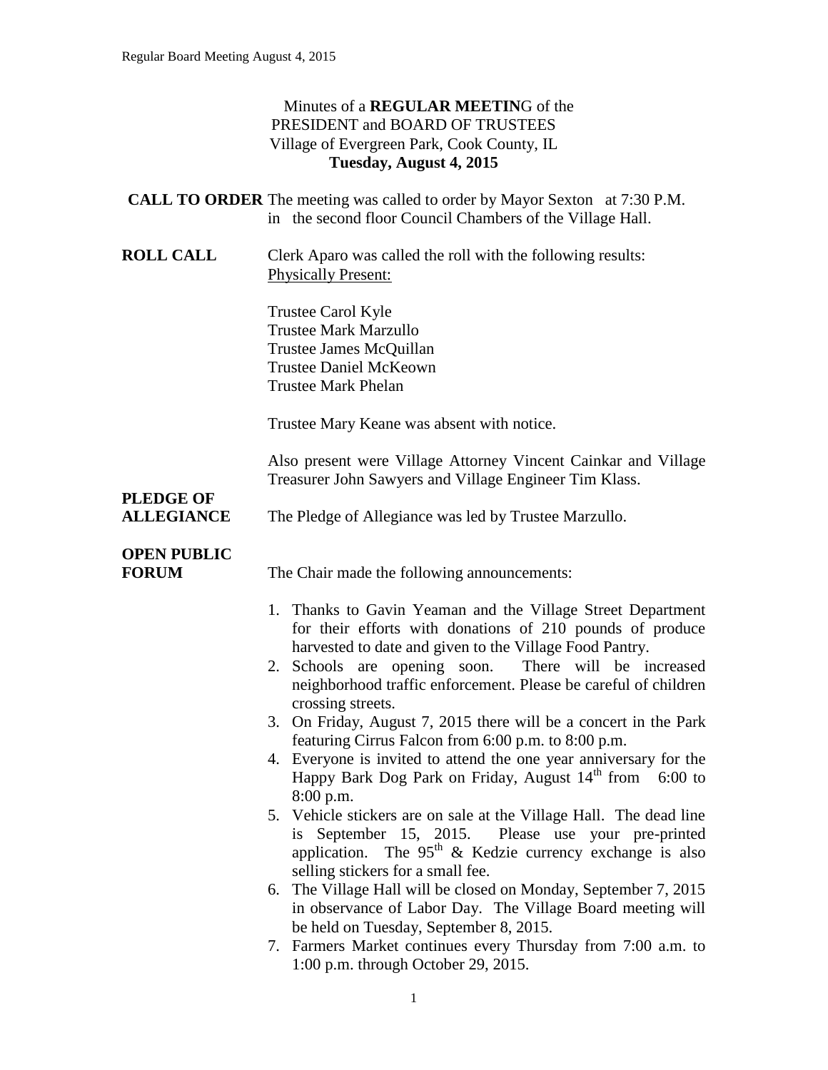# Minutes of a **REGULAR MEETING** of the PRESIDENT and BOARD OF TRUSTEES Village of Evergreen Park, Cook County, IL **Tuesday, August 4, 2015**

**CALL TO ORDER** The meeting was called to order by Mayor Sexton at 7:30 P.M. in the second floor Council Chambers of the Village Hall.

**ROLL CALL** Clerk Aparo was called the roll with the following results:
Physically Present:

Trustee Carol Kyle
Trustee Mark Marzullo
Trustee James McQuillan
Trustee Daniel McKeown
Trustee Mark Phelan

Trustee Mary Keane was absent with notice.

Also present were Village Attorney Vincent Cainkar and Village Treasurer John Sawyers and Village Engineer Tim Klass.

**PLEDGE OF ALLEGIANCE** The Pledge of Allegiance was led by Trustee Marzullo.

**OPEN PUBLIC FORUM** The Chair made the following announcements:

1. Thanks to Gavin Yeaman and the Village Street Department for their efforts with donations of 210 pounds of produce harvested to date and given to the Village Food Pantry.
2. Schools are opening soon. There will be increased neighborhood traffic enforcement. Please be careful of children crossing streets.
3. On Friday, August 7, 2015 there will be a concert in the Park featuring Cirrus Falcon from 6:00 p.m. to 8:00 p.m.
4. Everyone is invited to attend the one year anniversary for the Happy Bark Dog Park on Friday, August 14th from 6:00 to 8:00 p.m.
5. Vehicle stickers are on sale at the Village Hall. The dead line is September 15, 2015. Please use your pre-printed application. The 95th & Kedzie currency exchange is also selling stickers for a small fee.
6. The Village Hall will be closed on Monday, September 7, 2015 in observance of Labor Day. The Village Board meeting will be held on Tuesday, September 8, 2015.
7. Farmers Market continues every Thursday from 7:00 a.m. to 1:00 p.m. through October 29, 2015.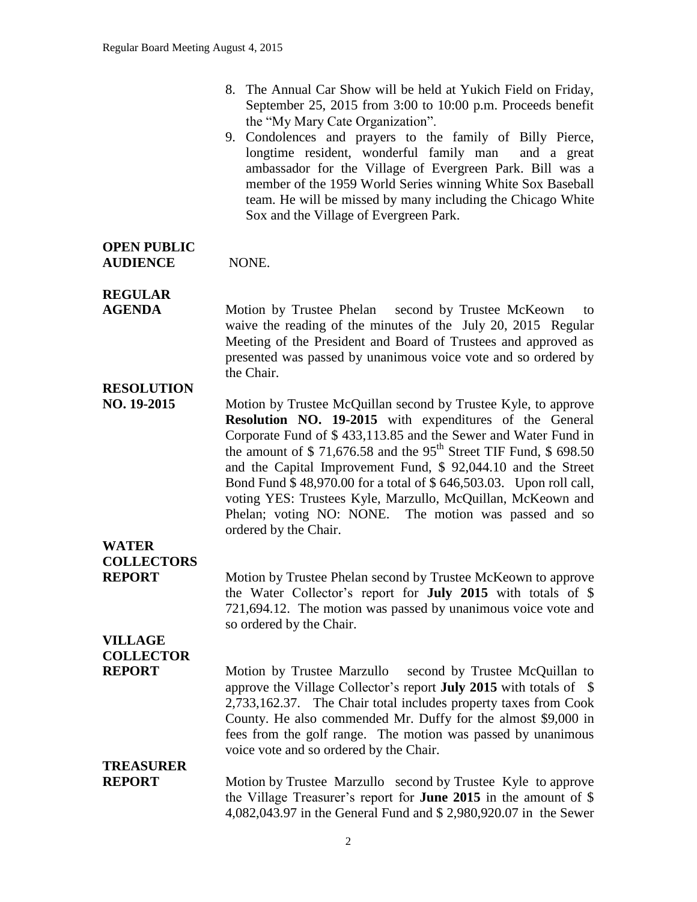8. The Annual Car Show will be held at Yukich Field on Friday, September 25, 2015 from 3:00 to 10:00 p.m. Proceeds benefit the "My Mary Cate Organization".
9. Condolences and prayers to the family of Billy Pierce, longtime resident, wonderful family man and a great ambassador for the Village of Evergreen Park. Bill was a member of the 1959 World Series winning White Sox Baseball team. He will be missed by many including the Chicago White Sox and the Village of Evergreen Park.

**OPEN PUBLIC AUDIENCE**

NONE.

**REGULAR AGENDA**

Motion by Trustee Phelan second by Trustee McKeown to waive the reading of the minutes of the July 20, 2015 Regular Meeting of the President and Board of Trustees and approved as presented was passed by unanimous voice vote and so ordered by the Chair.

**RESOLUTION NO. 19-2015**

Motion by Trustee McQuillan second by Trustee Kyle, to approve **Resolution NO. 19-2015** with expenditures of the General Corporate Fund of \$ 433,113.85 and the Sewer and Water Fund in the amount of \$ 71,676.58 and the 95th Street TIF Fund, \$ 698.50 and the Capital Improvement Fund, \$ 92,044.10 and the Street Bond Fund \$ 48,970.00 for a total of \$ 646,503.03. Upon roll call, voting YES: Trustees Kyle, Marzullo, McQuillan, McKeown and Phelan; voting NO: NONE. The motion was passed and so ordered by the Chair.

**WATER COLLECTORS REPORT**

Motion by Trustee Phelan second by Trustee McKeown to approve the Water Collector's report for **July 2015** with totals of \$ 721,694.12. The motion was passed by unanimous voice vote and so ordered by the Chair.

**VILLAGE COLLECTOR REPORT**

Motion by Trustee Marzullo second by Trustee McQuillan to approve the Village Collector's report **July 2015** with totals of \$ 2,733,162.37. The Chair total includes property taxes from Cook County. He also commended Mr. Duffy for the almost \$9,000 in fees from the golf range. The motion was passed by unanimous voice vote and so ordered by the Chair.

**TREASURER REPORT**

Motion by Trustee Marzullo second by Trustee Kyle to approve the Village Treasurer's report for **June 2015** in the amount of \$ 4,082,043.97 in the General Fund and \$ 2,980,920.07 in the Sewer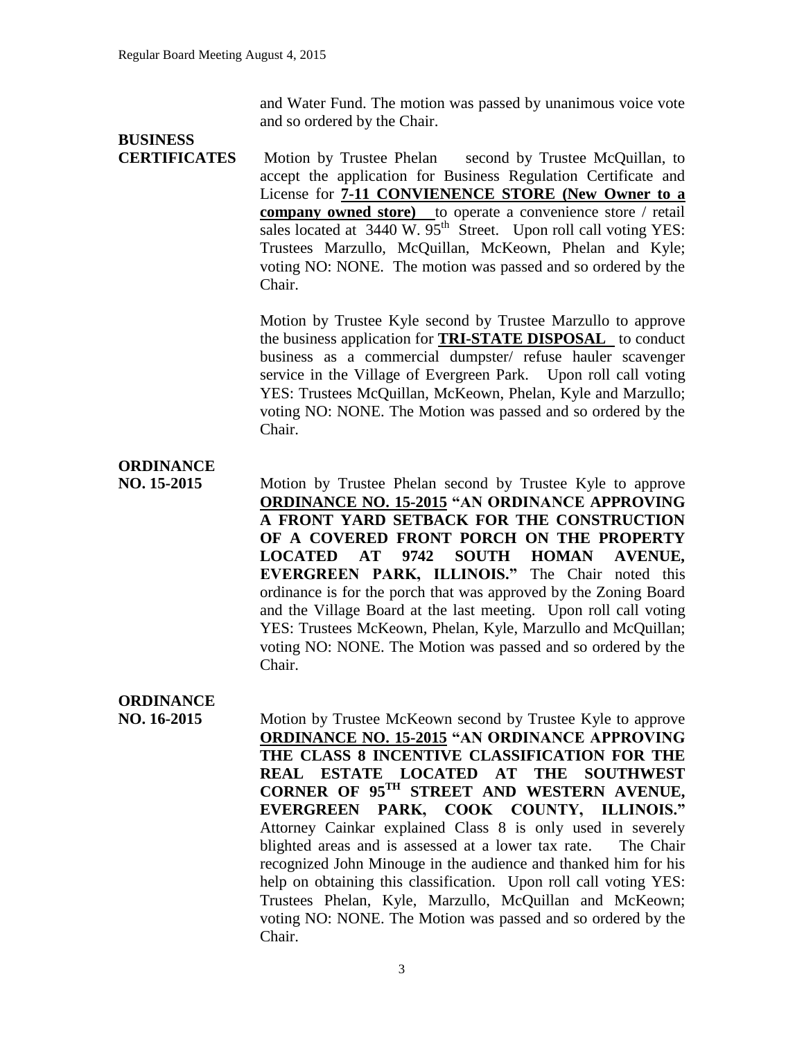and Water Fund. The motion was passed by unanimous voice vote and so ordered by the Chair.

**BUSINESS CERTIFICATES**

Motion by Trustee Phelan second by Trustee McQuillan, to accept the application for Business Regulation Certificate and License for **7-11 CONVIENENCE STORE (New Owner to a company owned store)** to operate a convenience store / retail sales located at 3440 W. 95th Street. Upon roll call voting YES: Trustees Marzullo, McQuillan, McKeown, Phelan and Kyle; voting NO: NONE. The motion was passed and so ordered by the Chair.

Motion by Trustee Kyle second by Trustee Marzullo to approve the business application for **TRI-STATE DISPOSAL** to conduct business as a commercial dumpster/ refuse hauler scavenger service in the Village of Evergreen Park. Upon roll call voting YES: Trustees McQuillan, McKeown, Phelan, Kyle and Marzullo; voting NO: NONE. The Motion was passed and so ordered by the Chair.

**ORDINANCE NO. 15-2015**

Motion by Trustee Phelan second by Trustee Kyle to approve **ORDINANCE NO. 15-2015 "AN ORDINANCE APPROVING A FRONT YARD SETBACK FOR THE CONSTRUCTION OF A COVERED FRONT PORCH ON THE PROPERTY LOCATED AT 9742 SOUTH HOMAN AVENUE, EVERGREEN PARK, ILLINOIS."** The Chair noted this ordinance is for the porch that was approved by the Zoning Board and the Village Board at the last meeting. Upon roll call voting YES: Trustees McKeown, Phelan, Kyle, Marzullo and McQuillan; voting NO: NONE. The Motion was passed and so ordered by the Chair.

**ORDINANCE NO. 16-2015**

Motion by Trustee McKeown second by Trustee Kyle to approve **ORDINANCE NO. 15-2015 "AN ORDINANCE APPROVING THE CLASS 8 INCENTIVE CLASSIFICATION FOR THE REAL ESTATE LOCATED AT THE SOUTHWEST CORNER OF 95TH STREET AND WESTERN AVENUE, EVERGREEN PARK, COOK COUNTY, ILLINOIS."** Attorney Cainkar explained Class 8 is only used in severely blighted areas and is assessed at a lower tax rate. The Chair recognized John Minouge in the audience and thanked him for his help on obtaining this classification. Upon roll call voting YES: Trustees Phelan, Kyle, Marzullo, McQuillan and McKeown; voting NO: NONE. The Motion was passed and so ordered by the Chair.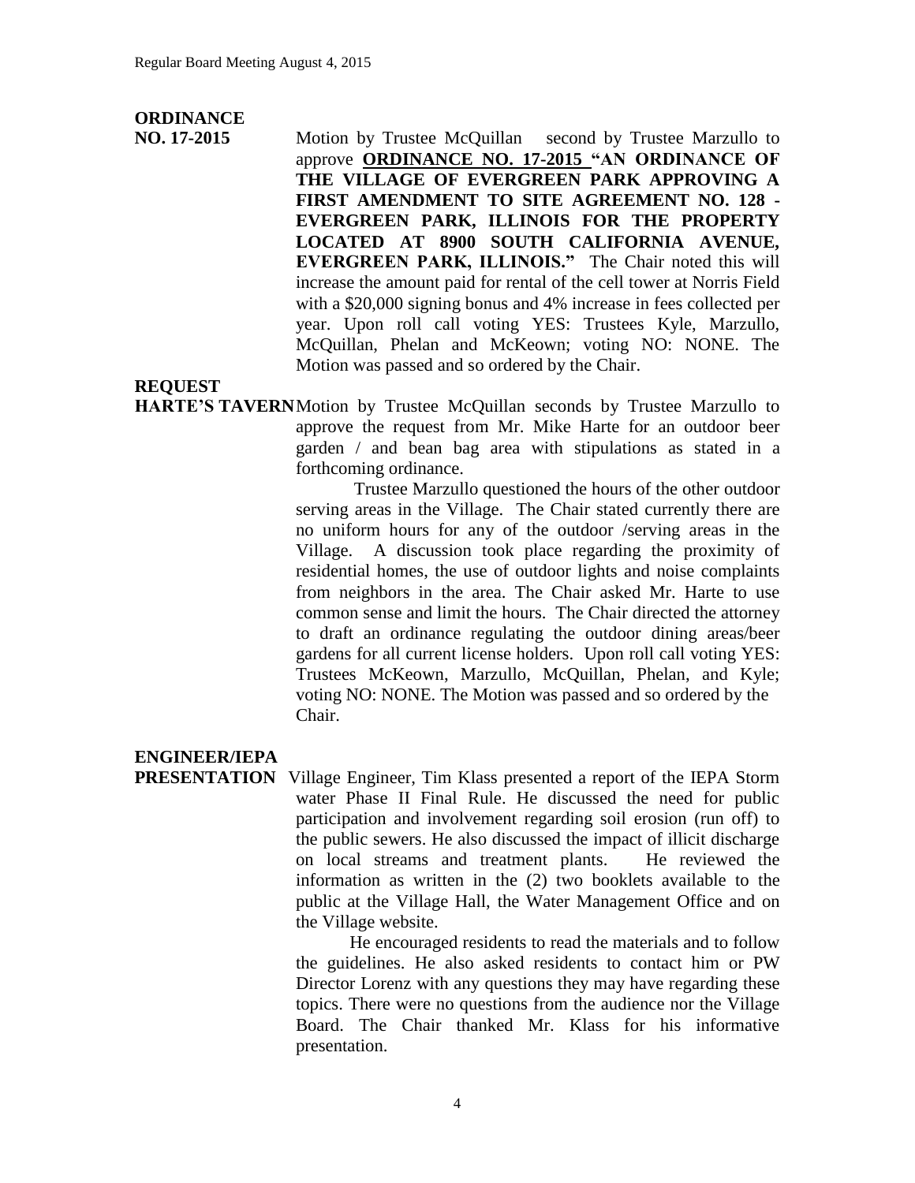**ORDINANCE NO. 17-2015**

Motion by Trustee McQuillan second by Trustee Marzullo to approve **<u>ORDINANCE NO. 17-2015</u> "AN ORDINANCE OF THE VILLAGE OF EVERGREEN PARK APPROVING A FIRST AMENDMENT TO SITE AGREEMENT NO. 128 - EVERGREEN PARK, ILLINOIS FOR THE PROPERTY LOCATED AT 8900 SOUTH CALIFORNIA AVENUE, EVERGREEN PARK, ILLINOIS."** The Chair noted this will increase the amount paid for rental of the cell tower at Norris Field with a $20,000 signing bonus and 4% increase in fees collected per year. Upon roll call voting YES: Trustees Kyle, Marzullo, McQuillan, Phelan and McKeown; voting NO: NONE. The Motion was passed and so ordered by the Chair.

**REQUEST HARTE'S TAVERN**

Motion by Trustee McQuillan seconds by Trustee Marzullo to approve the request from Mr. Mike Harte for an outdoor beer garden / and bean bag area with stipulations as stated in a forthcoming ordinance.

Trustee Marzullo questioned the hours of the other outdoor serving areas in the Village. The Chair stated currently there are no uniform hours for any of the outdoor /serving areas in the Village. A discussion took place regarding the proximity of residential homes, the use of outdoor lights and noise complaints from neighbors in the area. The Chair asked Mr. Harte to use common sense and limit the hours. The Chair directed the attorney to draft an ordinance regulating the outdoor dining areas/beer gardens for all current license holders. Upon roll call voting YES: Trustees McKeown, Marzullo, McQuillan, Phelan, and Kyle; voting NO: NONE. The Motion was passed and so ordered by the Chair.

**ENGINEER/IEPA PRESENTATION**

Village Engineer, Tim Klass presented a report of the IEPA Storm water Phase II Final Rule. He discussed the need for public participation and involvement regarding soil erosion (run off) to the public sewers. He also discussed the impact of illicit discharge on local streams and treatment plants. He reviewed the information as written in the (2) two booklets available to the public at the Village Hall, the Water Management Office and on the Village website.

He encouraged residents to read the materials and to follow the guidelines. He also asked residents to contact him or PW Director Lorenz with any questions they may have regarding these topics. There were no questions from the audience nor the Village Board. The Chair thanked Mr. Klass for his informative presentation.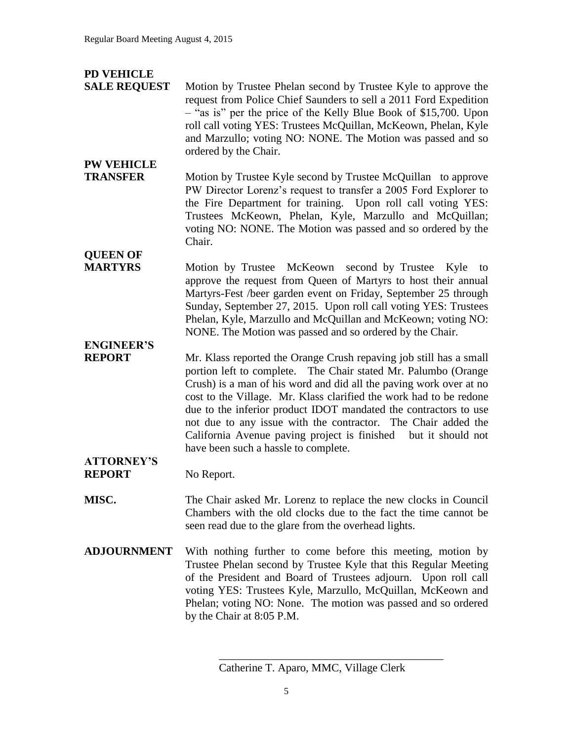**PD VEHICLE SALE REQUEST**

Motion by Trustee Phelan second by Trustee Kyle to approve the request from Police Chief Saunders to sell a 2011 Ford Expedition – "as is" per the price of the Kelly Blue Book of $15,700. Upon roll call voting YES: Trustees McQuillan, McKeown, Phelan, Kyle and Marzullo; voting NO: NONE. The Motion was passed and so ordered by the Chair.

**PW VEHICLE TRANSFER**

Motion by Trustee Kyle second by Trustee McQuillan to approve PW Director Lorenz's request to transfer a 2005 Ford Explorer to the Fire Department for training. Upon roll call voting YES: Trustees McKeown, Phelan, Kyle, Marzullo and McQuillan; voting NO: NONE. The Motion was passed and so ordered by the Chair.

**QUEEN OF MARTYRS**

Motion by Trustee McKeown second by Trustee Kyle to approve the request from Queen of Martyrs to host their annual Martyrs-Fest /beer garden event on Friday, September 25 through Sunday, September 27, 2015. Upon roll call voting YES: Trustees Phelan, Kyle, Marzullo and McQuillan and McKeown; voting NO: NONE. The Motion was passed and so ordered by the Chair.

**ENGINEER'S REPORT**

Mr. Klass reported the Orange Crush repaving job still has a small portion left to complete. The Chair stated Mr. Palumbo (Orange Crush) is a man of his word and did all the paving work over at no cost to the Village. Mr. Klass clarified the work had to be redone due to the inferior product IDOT mandated the contractors to use not due to any issue with the contractor. The Chair added the California Avenue paving project is finished but it should not have been such a hassle to complete.

**ATTORNEY'S REPORT**

No Report.

**MISC.**

The Chair asked Mr. Lorenz to replace the new clocks in Council Chambers with the old clocks due to the fact the time cannot be seen read due to the glare from the overhead lights.

**ADJOURNMENT**

With nothing further to come before this meeting, motion by Trustee Phelan second by Trustee Kyle that this Regular Meeting of the President and Board of Trustees adjourn. Upon roll call voting YES: Trustees Kyle, Marzullo, McQuillan, McKeown and Phelan; voting NO: None. The motion was passed and so ordered by the Chair at 8:05 P.M.

\_\_\_\_\_\_\_\_\_\_\_\_\_\_\_\_\_\_\_\_\_\_\_\_\_\_\_\_\_\_\_\_\_\_\_\_\_\_\_

Catherine T. Aparo, MMC, Village Clerk